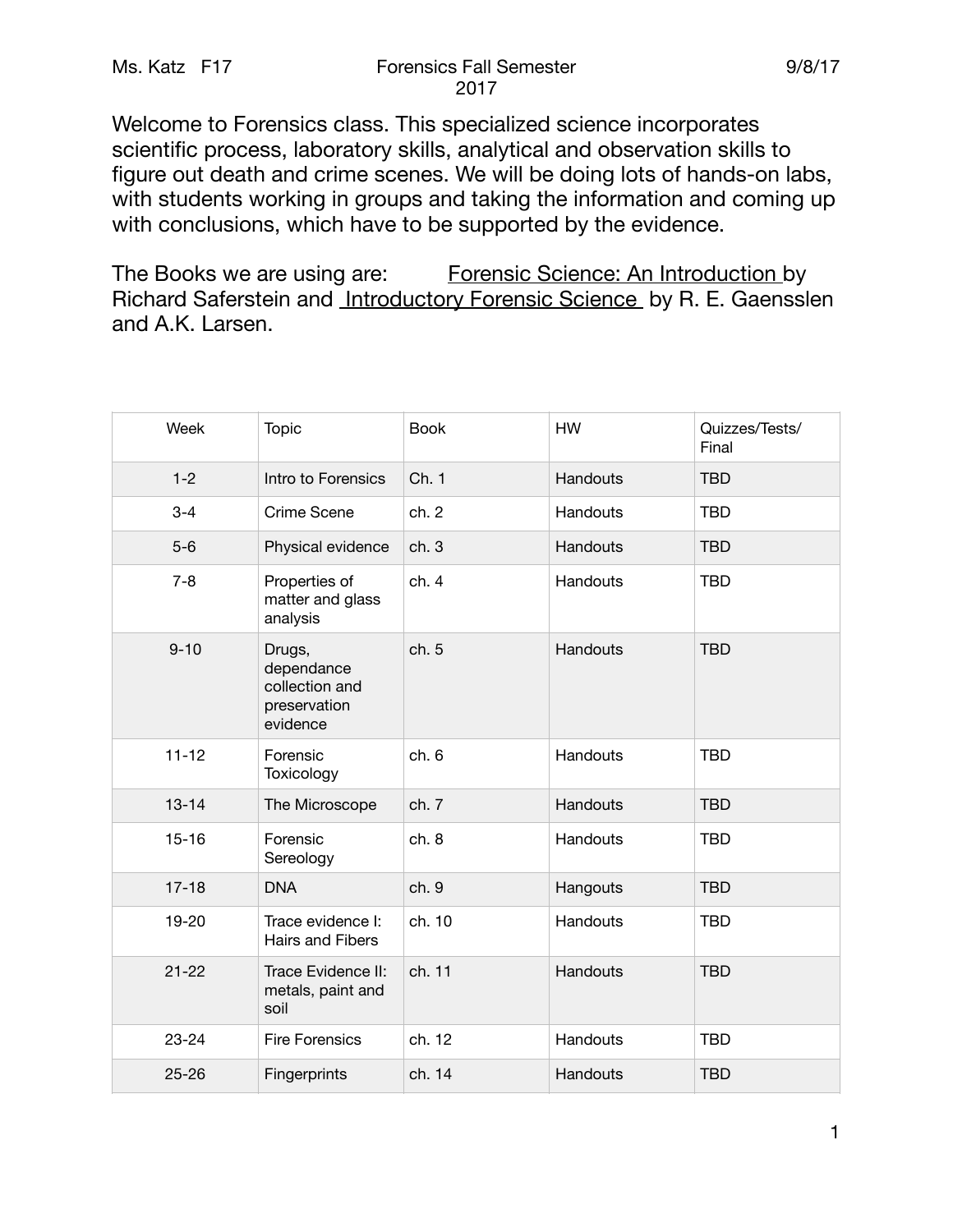Ms. Katz F17 | Forensics Fall Semester 2017 | 9/8/17

Welcome to Forensics class. This specialized science incorporates scientific process, laboratory skills, analytical and observation skills to figure out death and crime scenes. We will be doing lots of hands-on labs, with students working in groups and taking the information and coming up with conclusions, which have to be supported by the evidence.

The Books we are using are: Forensic Science: An Introduction by Richard Saferstein and Introductory Forensic Science by R. E. Gaensslen and A.K. Larsen.

| Week | Topic | Book | HW | Quizzes/Tests/ Final |
|---|---|---|---|---|
| 1-2 | Intro to Forensics | Ch. 1 | Handouts | TBD |
| 3-4 | Crime Scene | ch. 2 | Handouts | TBD |
| 5-6 | Physical evidence | ch. 3 | Handouts | TBD |
| 7-8 | Properties of matter and glass analysis | ch. 4 | Handouts | TBD |
| 9-10 | Drugs, dependance collection and preservation evidence | ch. 5 | Handouts | TBD |
| 11-12 | Forensic Toxicology | ch. 6 | Handouts | TBD |
| 13-14 | The Microscope | ch. 7 | Handouts | TBD |
| 15-16 | Forensic Sereology | ch. 8 | Handouts | TBD |
| 17-18 | DNA | ch. 9 | Hangouts | TBD |
| 19-20 | Trace evidence I: Hairs and Fibers | ch. 10 | Handouts | TBD |
| 21-22 | Trace Evidence II: metals, paint and soil | ch. 11 | Handouts | TBD |
| 23-24 | Fire Forensics | ch. 12 | Handouts | TBD |
| 25-26 | Fingerprints | ch. 14 | Handouts | TBD |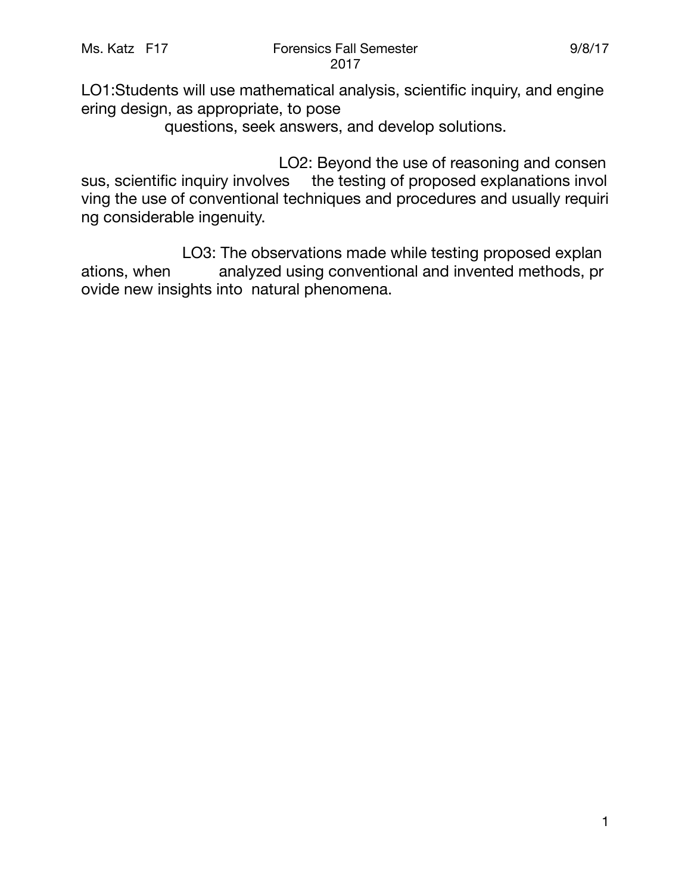LO1: Students will use mathematical analysis, scientific inquiry, and engineering design, as appropriate, to pose questions, seek answers, and develop solutions.

LO2: Beyond the use of reasoning and consensus, scientific inquiry involves the testing of proposed explanations involving the use of conventional techniques and procedures and usually requiring considerable ingenuity.

LO3: The observations made while testing proposed explanations, when analyzed using conventional and invented methods, provide new insights into natural phenomena.